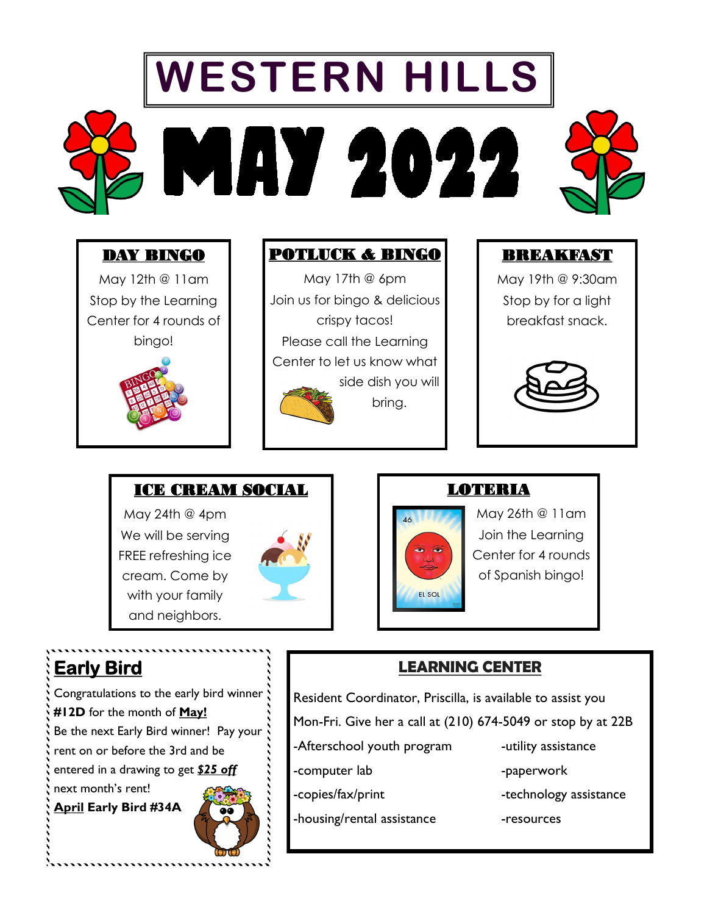# WESTERN HILLS

# MAY 2022

## DAY BINGO

May 12th @ 11am

Stop by the Learning Center for 4 rounds of bingo!

## POTLUCK & BINGO

May 17th @ 6pm

Join us for bingo & delicious crispy tacos!

Please call the Learning Center to let us know what side dish you will bring.

## BREAKFAST

May 19th @ 9:30am

Stop by for a light breakfast snack.

## ICE CREAM SOCIAL

May 24th @ 4pm

We will be serving FREE refreshing ice cream. Come by with your family and neighbors.

## LOTERIA

May 26th @ 11am

Join the Learning Center for 4 rounds of Spanish bingo!

## Early Bird

Congratulations to the early bird winner **#12D** for the month of **May!**

Be the next Early Bird winner! Pay your rent on or before the 3rd and be entered in a drawing to get ***$25 off*** next month's rent!

**April Early Bird #34A**

## LEARNING CENTER

Resident Coordinator, Priscilla, is available to assist you Mon-Fri. Give her a call at (210) 674-5049 or stop by at 22B

- Afterschool youth program
- computer lab
- copies/fax/print
- housing/rental assistance
- utility assistance
- paperwork
- technology assistance
- resources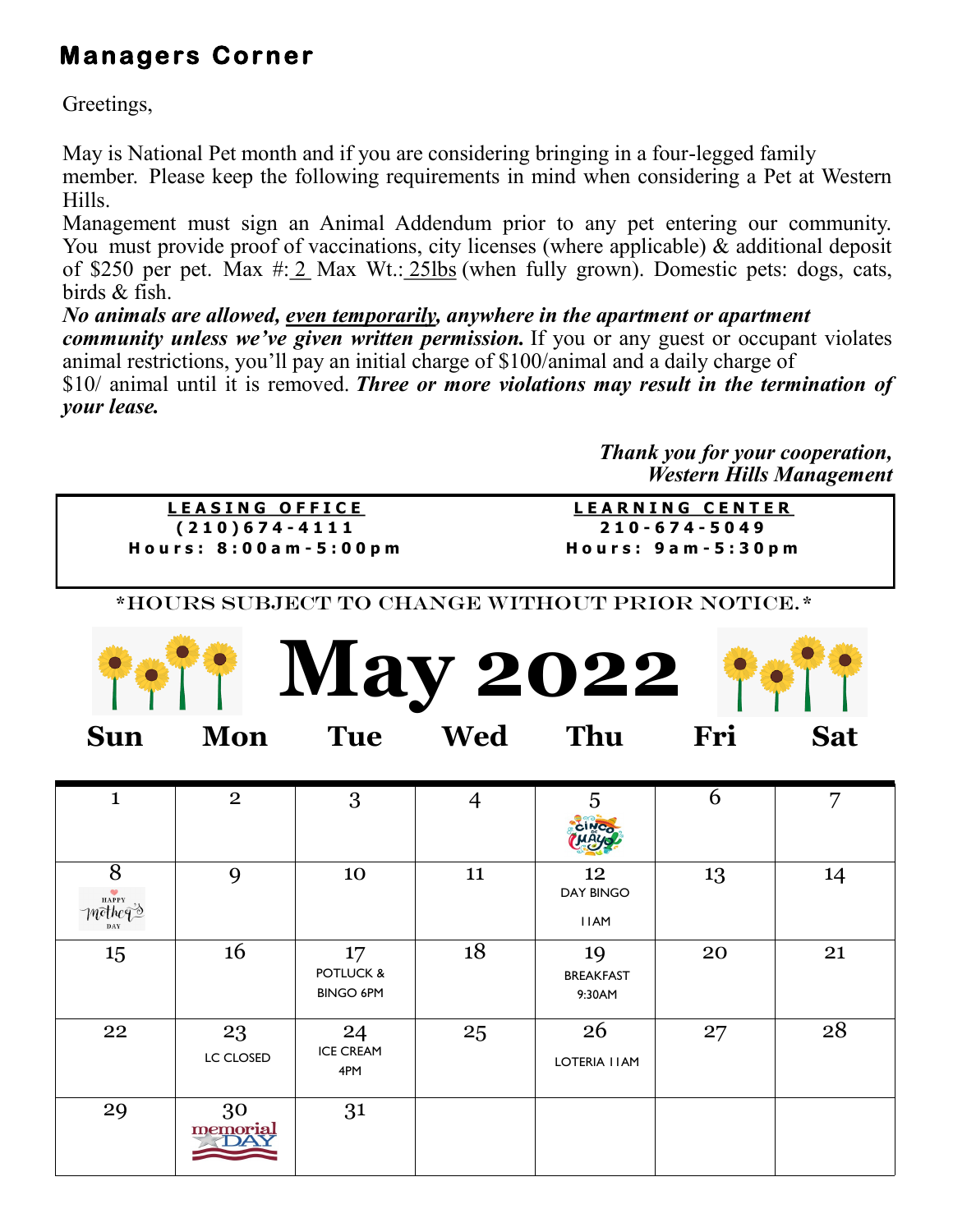## Managers Corner

Greetings,

May is National Pet month and if you are considering bringing in a four-legged family member. Please keep the following requirements in mind when considering a Pet at Western Hills.

Management must sign an Animal Addendum prior to any pet entering our community. You must provide proof of vaccinations, city licenses (where applicable) & additional deposit of $250 per pet. Max #: 2 Max Wt.: 25lbs (when fully grown). Domestic pets: dogs, cats, birds & fish.

***No animals are allowed, <u>even temporarily</u>, anywhere in the apartment or apartment community unless we've given written permission.*** If you or any guest or occupant violates animal restrictions, you'll pay an initial charge of $100/animal and a daily charge of $10/ animal until it is removed. ***Three or more violations may result in the termination of your lease.***

*Thank you for your cooperation,*
*Western Hills Management*

| LEASING OFFICE | LEARNING CENTER |
|---|---|
| (210)674-4111 | 210-674-5049 |
| Hours: 8:00am-5:00pm | Hours: 9am-5:30pm |

\*HOURS SUBJECT TO CHANGE WITHOUT PRIOR NOTICE.\*

# May 2022

| Sun | Mon | Tue | Wed | Thu | Fri | Sat |
|---|---|---|---|---|---|---|
| 1 | 2 | 3 | 4 | 5 Cinco de Mayo | 6 | 7 |
| 8 Happy Mother's Day | 9 | 10 | 11 | 12 DAY BINGO 11AM | 13 | 14 |
| 15 | 16 | 17 POTLUCK & BINGO 6PM | 18 | 19 BREAKFAST 9:30AM | 20 | 21 |
| 22 | 23 LC CLOSED | 24 ICE CREAM 4PM | 25 | 26 LOTERIA 11AM | 27 | 28 |
| 29 | 30 Memorial DAY | 31 | | | | |